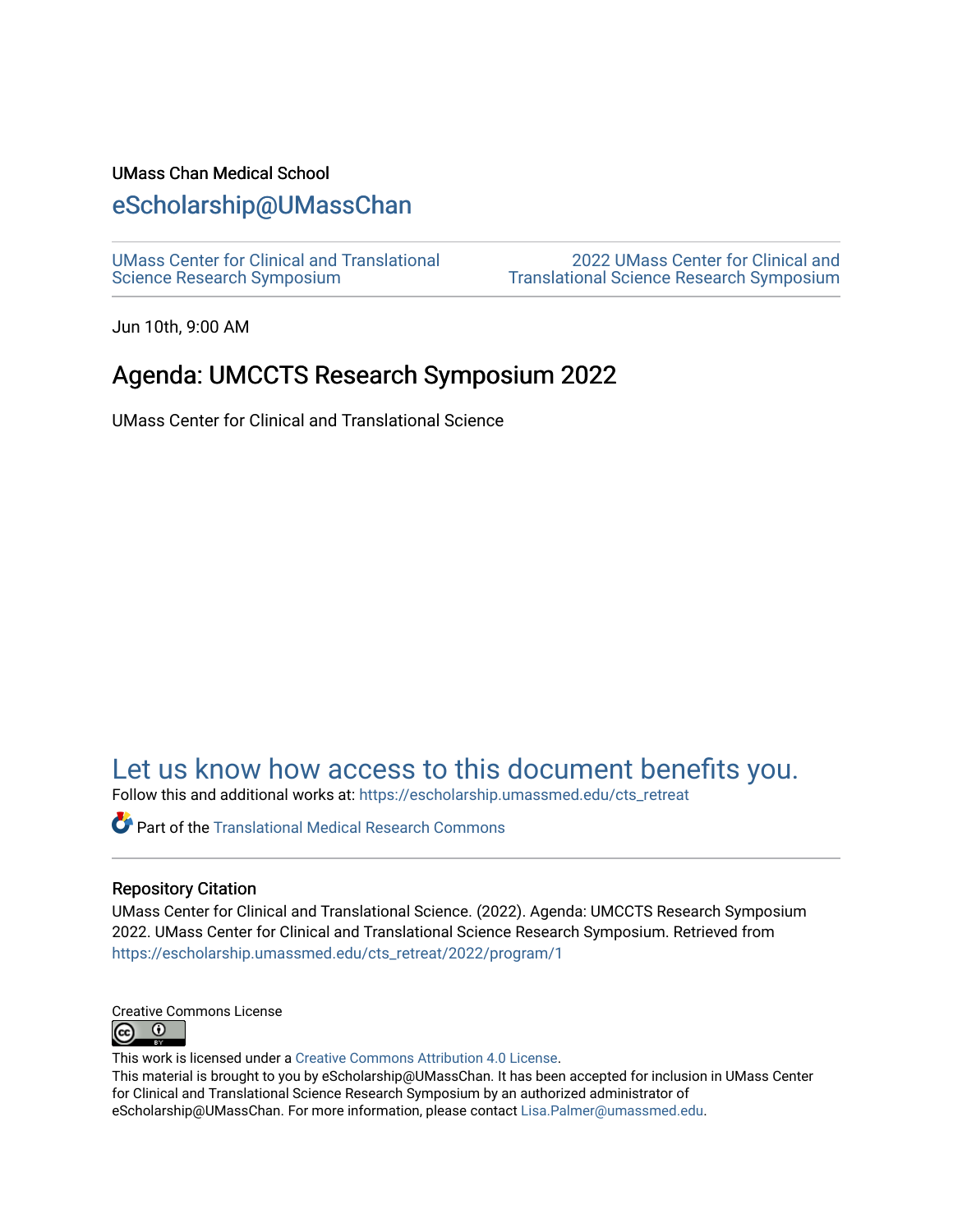UMass Chan Medical School

eScholarship@UMassChan

UMass Center for Clinical and Translational Science Research Symposium

2022 UMass Center for Clinical and Translational Science Research Symposium

Jun 10th, 9:00 AM

# Agenda: UMCCTS Research Symposium 2022

UMass Center for Clinical and Translational Science

## Let us know how access to this document benefits you.

Follow this and additional works at: https://escholarship.umassmed.edu/cts_retreat

Part of the Translational Medical Research Commons

### Repository Citation

UMass Center for Clinical and Translational Science. (2022). Agenda: UMCCTS Research Symposium 2022. UMass Center for Clinical and Translational Science Research Symposium. Retrieved from https://escholarship.umassmed.edu/cts_retreat/2022/program/1

Creative Commons License

This work is licensed under a Creative Commons Attribution 4.0 License.

This material is brought to you by eScholarship@UMassChan. It has been accepted for inclusion in UMass Center for Clinical and Translational Science Research Symposium by an authorized administrator of eScholarship@UMassChan. For more information, please contact Lisa.Palmer@umassmed.edu.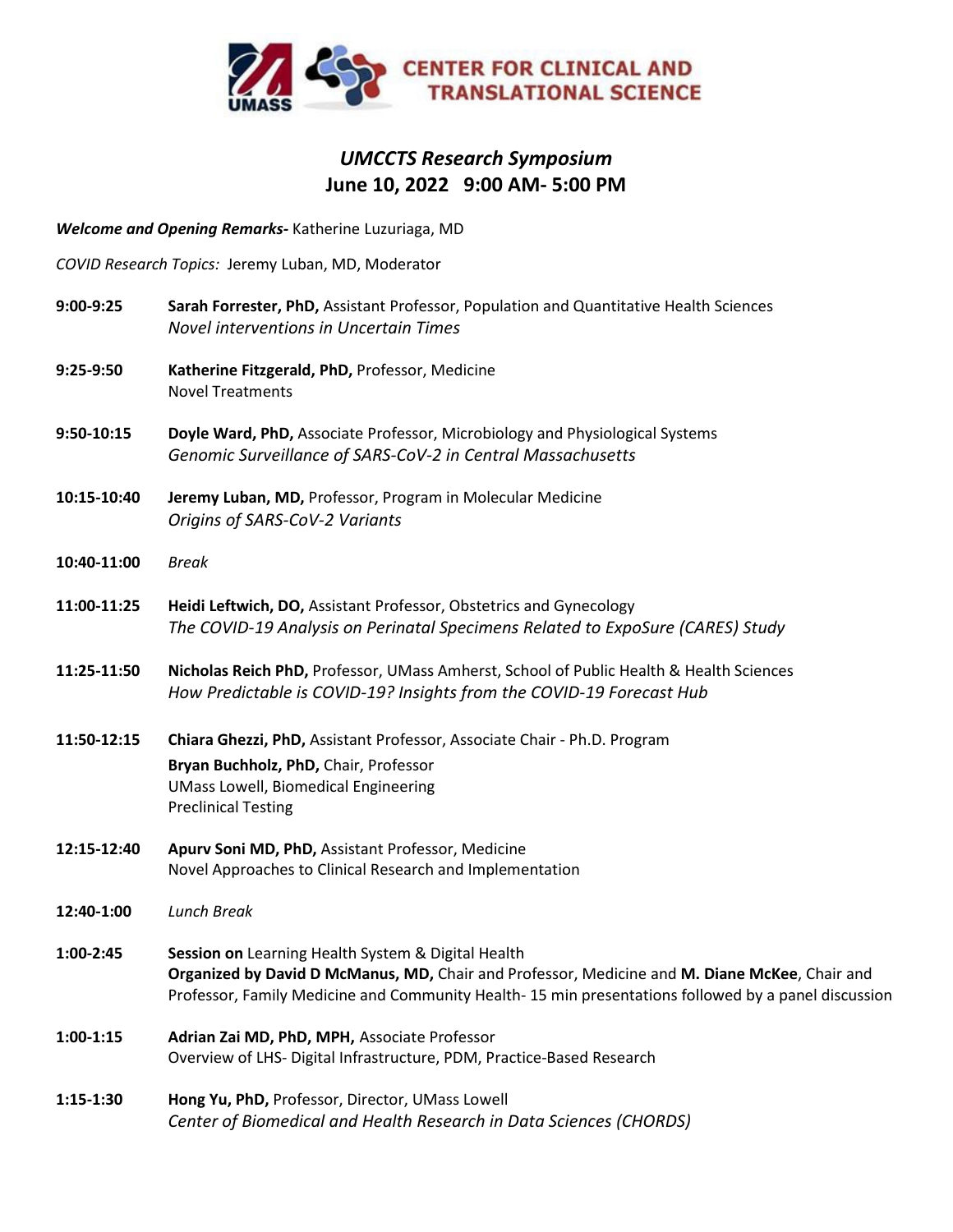# *UMCCTS Research Symposium*

## June 10, 2022 9:00 AM- 5:00 PM

***Welcome and Opening Remarks-*** Katherine Luzuriaga, MD

*COVID Research Topics:* Jeremy Luban, MD, Moderator

**9:00-9:25** **Sarah Forrester, PhD,** Assistant Professor, Population and Quantitative Health Sciences
*Novel interventions in Uncertain Times*

**9:25-9:50** **Katherine Fitzgerald, PhD,** Professor, Medicine
Novel Treatments

**9:50-10:15** **Doyle Ward, PhD,** Associate Professor, Microbiology and Physiological Systems
*Genomic Surveillance of SARS-CoV-2 in Central Massachusetts*

**10:15-10:40** **Jeremy Luban, MD,** Professor, Program in Molecular Medicine
*Origins of SARS-CoV-2 Variants*

**10:40-11:00** *Break*

**11:00-11:25** **Heidi Leftwich, DO,** Assistant Professor, Obstetrics and Gynecology
*The COVID-19 Analysis on Perinatal Specimens Related to ExpoSure (CARES) Study*

**11:25-11:50** **Nicholas Reich PhD,** Professor, UMass Amherst, School of Public Health & Health Sciences
*How Predictable is COVID-19? Insights from the COVID-19 Forecast Hub*

**11:50-12:15** **Chiara Ghezzi, PhD,** Assistant Professor, Associate Chair - Ph.D. Program
**Bryan Buchholz, PhD,** Chair, Professor
UMass Lowell, Biomedical Engineering
Preclinical Testing

**12:15-12:40** **Apurv Soni MD, PhD,** Assistant Professor, Medicine
Novel Approaches to Clinical Research and Implementation

**12:40-1:00** *Lunch Break*

**1:00-2:45** **Session on** Learning Health System & Digital Health
**Organized by David D McManus, MD,** Chair and Professor, Medicine and **M. Diane McKee**, Chair and Professor, Family Medicine and Community Health- 15 min presentations followed by a panel discussion

**1:00-1:15** **Adrian Zai MD, PhD, MPH,** Associate Professor
Overview of LHS- Digital Infrastructure, PDM, Practice-Based Research

**1:15-1:30** **Hong Yu, PhD,** Professor, Director, UMass Lowell
*Center of Biomedical and Health Research in Data Sciences (CHORDS)*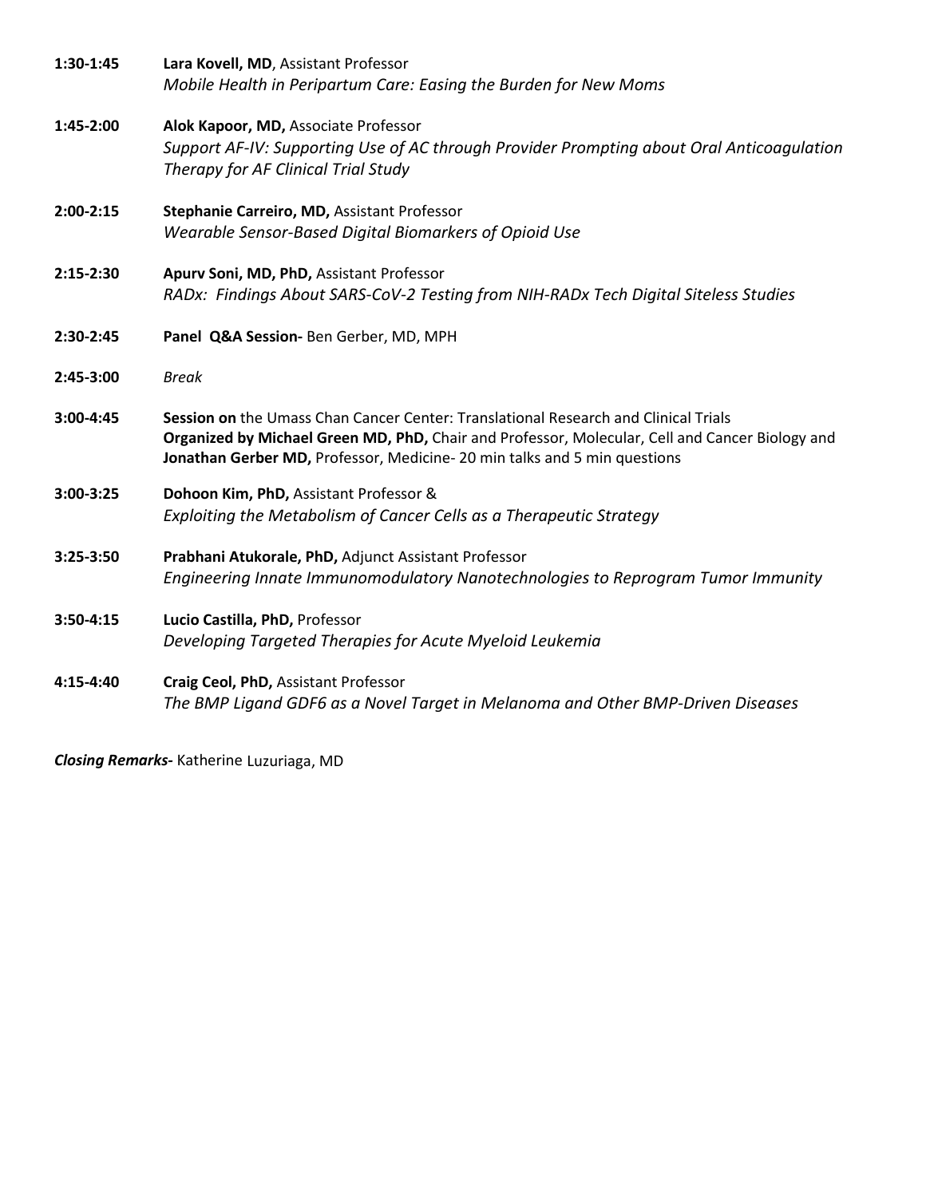**1:30-1:45** **Lara Kovell, MD**, Assistant Professor
*Mobile Health in Peripartum Care: Easing the Burden for New Moms*

**1:45-2:00** **Alok Kapoor, MD,** Associate Professor
*Support AF-IV: Supporting Use of AC through Provider Prompting about Oral Anticoagulation Therapy for AF Clinical Trial Study*

**2:00-2:15** **Stephanie Carreiro, MD,** Assistant Professor
*Wearable Sensor-Based Digital Biomarkers of Opioid Use*

**2:15-2:30** **Apurv Soni, MD, PhD,** Assistant Professor
*RADx: Findings About SARS-CoV-2 Testing from NIH-RADx Tech Digital Siteless Studies*

**2:30-2:45** **Panel Q&A Session-** Ben Gerber, MD, MPH

**2:45-3:00** *Break*

**3:00-4:45** **Session on** the Umass Chan Cancer Center: Translational Research and Clinical Trials
**Organized by Michael Green MD, PhD,** Chair and Professor, Molecular, Cell and Cancer Biology and **Jonathan Gerber MD,** Professor, Medicine- 20 min talks and 5 min questions

**3:00-3:25** **Dohoon Kim, PhD,** Assistant Professor &
*Exploiting the Metabolism of Cancer Cells as a Therapeutic Strategy*

**3:25-3:50** **Prabhani Atukorale, PhD,** Adjunct Assistant Professor
*Engineering Innate Immunomodulatory Nanotechnologies to Reprogram Tumor Immunity*

**3:50-4:15** **Lucio Castilla, PhD,** Professor
*Developing Targeted Therapies for Acute Myeloid Leukemia*

**4:15-4:40** **Craig Ceol, PhD,** Assistant Professor
*The BMP Ligand GDF6 as a Novel Target in Melanoma and Other BMP-Driven Diseases*

***Closing Remarks-*** Katherine Luzuriaga, MD